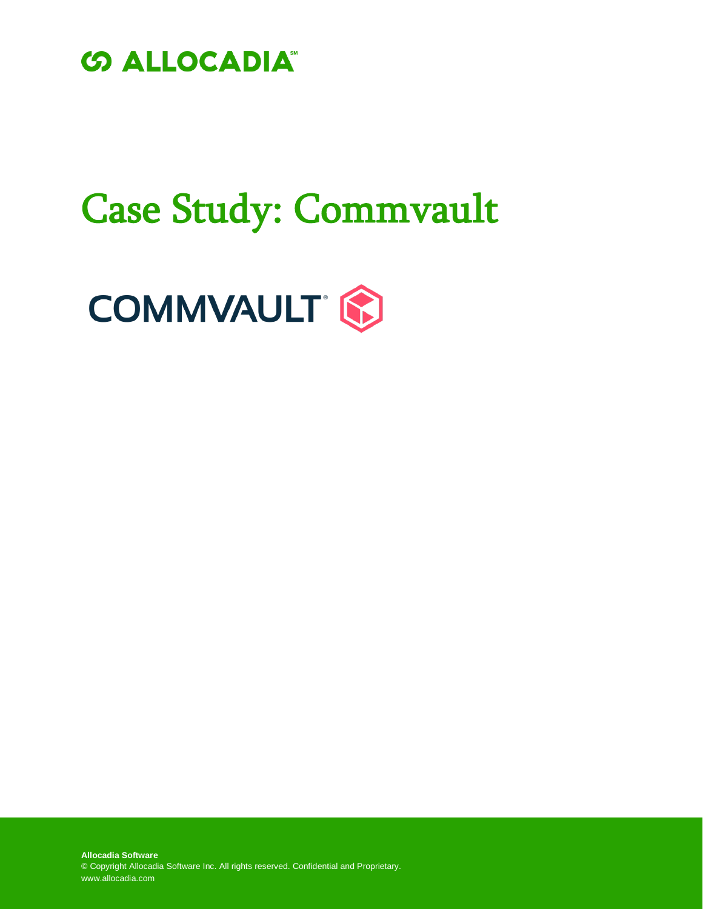ALLOCADIA℠

# Case Study: Commvault

COMMVAULT®

**Allocadia Software**
© Copyright Allocadia Software Inc. All rights reserved. Confidential and Proprietary.
www.allocadia.com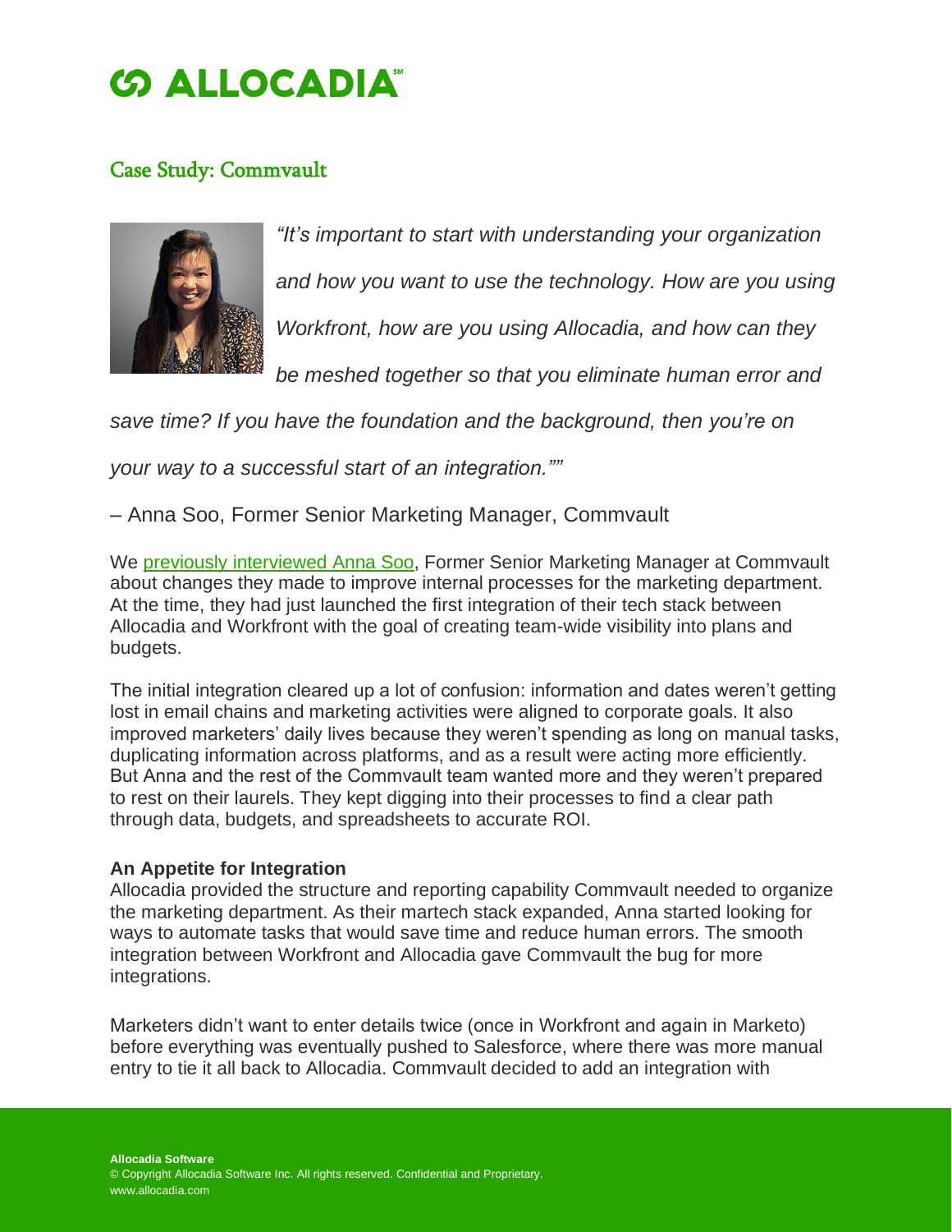# ALLOCADIA

## Case Study: Commvault

*"It's important to start with understanding your organization and how you want to use the technology. How are you using Workfront, how are you using Allocadia, and how can they be meshed together so that you eliminate human error and save time? If you have the foundation and the background, then you're on your way to a successful start of an integration.""*

– Anna Soo, Former Senior Marketing Manager, Commvault

We previously interviewed Anna Soo, Former Senior Marketing Manager at Commvault about changes they made to improve internal processes for the marketing department. At the time, they had just launched the first integration of their tech stack between Allocadia and Workfront with the goal of creating team-wide visibility into plans and budgets.

The initial integration cleared up a lot of confusion: information and dates weren't getting lost in email chains and marketing activities were aligned to corporate goals. It also improved marketers' daily lives because they weren't spending as long on manual tasks, duplicating information across platforms, and as a result were acting more efficiently. But Anna and the rest of the Commvault team wanted more and they weren't prepared to rest on their laurels. They kept digging into their processes to find a clear path through data, budgets, and spreadsheets to accurate ROI.

**An Appetite for Integration**

Allocadia provided the structure and reporting capability Commvault needed to organize the marketing department. As their martech stack expanded, Anna started looking for ways to automate tasks that would save time and reduce human errors. The smooth integration between Workfront and Allocadia gave Commvault the bug for more integrations.

Marketers didn't want to enter details twice (once in Workfront and again in Marketo) before everything was eventually pushed to Salesforce, where there was more manual entry to tie it all back to Allocadia. Commvault decided to add an integration with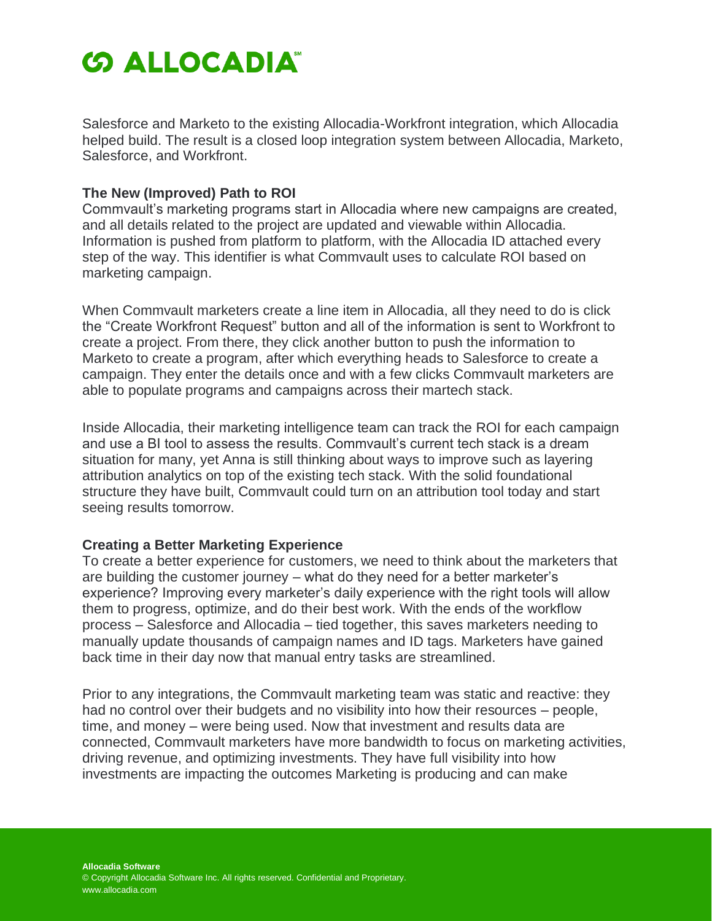Salesforce and Marketo to the existing Allocadia-Workfront integration, which Allocadia helped build. The result is a closed loop integration system between Allocadia, Marketo, Salesforce, and Workfront.

**The New (Improved) Path to ROI**

Commvault's marketing programs start in Allocadia where new campaigns are created, and all details related to the project are updated and viewable within Allocadia. Information is pushed from platform to platform, with the Allocadia ID attached every step of the way. This identifier is what Commvault uses to calculate ROI based on marketing campaign.

When Commvault marketers create a line item in Allocadia, all they need to do is click the "Create Workfront Request" button and all of the information is sent to Workfront to create a project. From there, they click another button to push the information to Marketo to create a program, after which everything heads to Salesforce to create a campaign. They enter the details once and with a few clicks Commvault marketers are able to populate programs and campaigns across their martech stack.

Inside Allocadia, their marketing intelligence team can track the ROI for each campaign and use a BI tool to assess the results. Commvault's current tech stack is a dream situation for many, yet Anna is still thinking about ways to improve such as layering attribution analytics on top of the existing tech stack. With the solid foundational structure they have built, Commvault could turn on an attribution tool today and start seeing results tomorrow.

**Creating a Better Marketing Experience**

To create a better experience for customers, we need to think about the marketers that are building the customer journey – what do they need for a better marketer's experience? Improving every marketer's daily experience with the right tools will allow them to progress, optimize, and do their best work. With the ends of the workflow process – Salesforce and Allocadia – tied together, this saves marketers needing to manually update thousands of campaign names and ID tags. Marketers have gained back time in their day now that manual entry tasks are streamlined.

Prior to any integrations, the Commvault marketing team was static and reactive: they had no control over their budgets and no visibility into how their resources – people, time, and money – were being used. Now that investment and results data are connected, Commvault marketers have more bandwidth to focus on marketing activities, driving revenue, and optimizing investments. They have full visibility into how investments are impacting the outcomes Marketing is producing and can make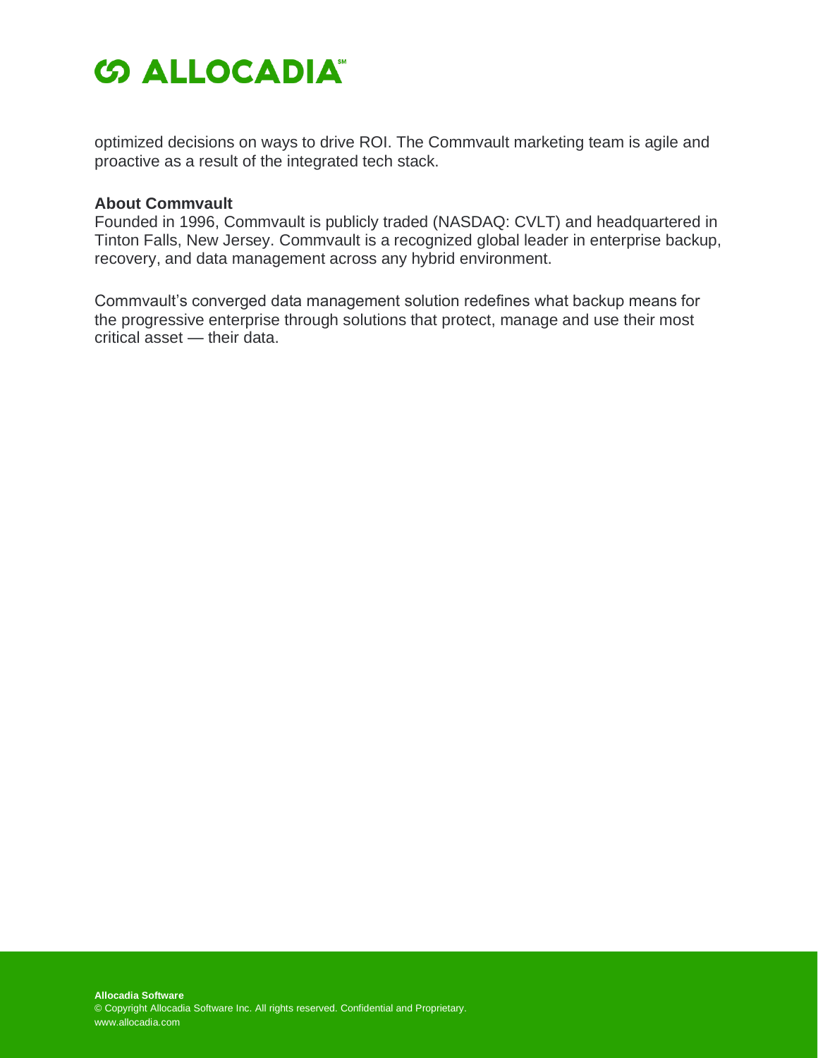optimized decisions on ways to drive ROI. The Commvault marketing team is agile and proactive as a result of the integrated tech stack.

**About Commvault**

Founded in 1996, Commvault is publicly traded (NASDAQ: CVLT) and headquartered in Tinton Falls, New Jersey. Commvault is a recognized global leader in enterprise backup, recovery, and data management across any hybrid environment.

Commvault's converged data management solution redefines what backup means for the progressive enterprise through solutions that protect, manage and use their most critical asset — their data.